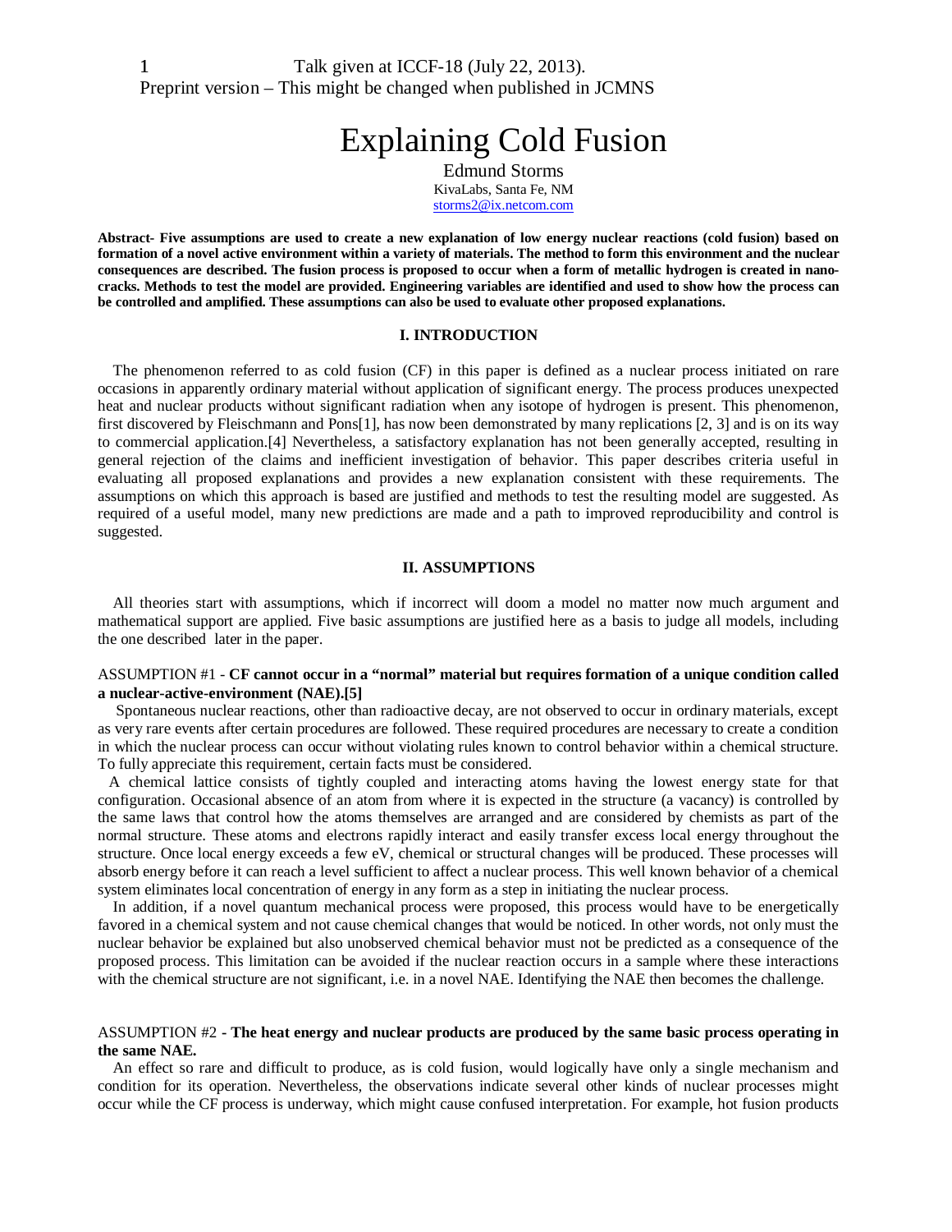Talk given at ICCF-18 (July 22, 2013).
Preprint version – This might be changed when published in JCMNS

# Explaining Cold Fusion

Edmund Storms
KivaLabs, Santa Fe, NM
storms2@ix.netcom.com

**Abstract- Five assumptions are used to create a new explanation of low energy nuclear reactions (cold fusion) based on formation of a novel active environment within a variety of materials. The method to form this environment and the nuclear consequences are described. The fusion process is proposed to occur when a form of metallic hydrogen is created in nano-cracks. Methods to test the model are provided. Engineering variables are identified and used to show how the process can be controlled and amplified. These assumptions can also be used to evaluate other proposed explanations.**

## I. INTRODUCTION

The phenomenon referred to as cold fusion (CF) in this paper is defined as a nuclear process initiated on rare occasions in apparently ordinary material without application of significant energy. The process produces unexpected heat and nuclear products without significant radiation when any isotope of hydrogen is present. This phenomenon, first discovered by Fleischmann and Pons[1], has now been demonstrated by many replications [2, 3] and is on its way to commercial application.[4] Nevertheless, a satisfactory explanation has not been generally accepted, resulting in general rejection of the claims and inefficient investigation of behavior. This paper describes criteria useful in evaluating all proposed explanations and provides a new explanation consistent with these requirements. The assumptions on which this approach is based are justified and methods to test the resulting model are suggested. As required of a useful model, many new predictions are made and a path to improved reproducibility and control is suggested.

## II. ASSUMPTIONS

All theories start with assumptions, which if incorrect will doom a model no matter now much argument and mathematical support are applied. Five basic assumptions are justified here as a basis to judge all models, including the one described later in the paper.

ASSUMPTION #1 - **CF cannot occur in a "normal" material but requires formation of a unique condition called a nuclear-active-environment (NAE).[5]**

Spontaneous nuclear reactions, other than radioactive decay, are not observed to occur in ordinary materials, except as very rare events after certain procedures are followed. These required procedures are necessary to create a condition in which the nuclear process can occur without violating rules known to control behavior within a chemical structure. To fully appreciate this requirement, certain facts must be considered.

A chemical lattice consists of tightly coupled and interacting atoms having the lowest energy state for that configuration. Occasional absence of an atom from where it is expected in the structure (a vacancy) is controlled by the same laws that control how the atoms themselves are arranged and are considered by chemists as part of the normal structure. These atoms and electrons rapidly interact and easily transfer excess local energy throughout the structure. Once local energy exceeds a few eV, chemical or structural changes will be produced. These processes will absorb energy before it can reach a level sufficient to affect a nuclear process. This well known behavior of a chemical system eliminates local concentration of energy in any form as a step in initiating the nuclear process.

In addition, if a novel quantum mechanical process were proposed, this process would have to be energetically favored in a chemical system and not cause chemical changes that would be noticed. In other words, not only must the nuclear behavior be explained but also unobserved chemical behavior must not be predicted as a consequence of the proposed process. This limitation can be avoided if the nuclear reaction occurs in a sample where these interactions with the chemical structure are not significant, i.e. in a novel NAE. Identifying the NAE then becomes the challenge.

ASSUMPTION #2 - **The heat energy and nuclear products are produced by the same basic process operating in the same NAE.**

An effect so rare and difficult to produce, as is cold fusion, would logically have only a single mechanism and condition for its operation. Nevertheless, the observations indicate several other kinds of nuclear processes might occur while the CF process is underway, which might cause confused interpretation. For example, hot fusion products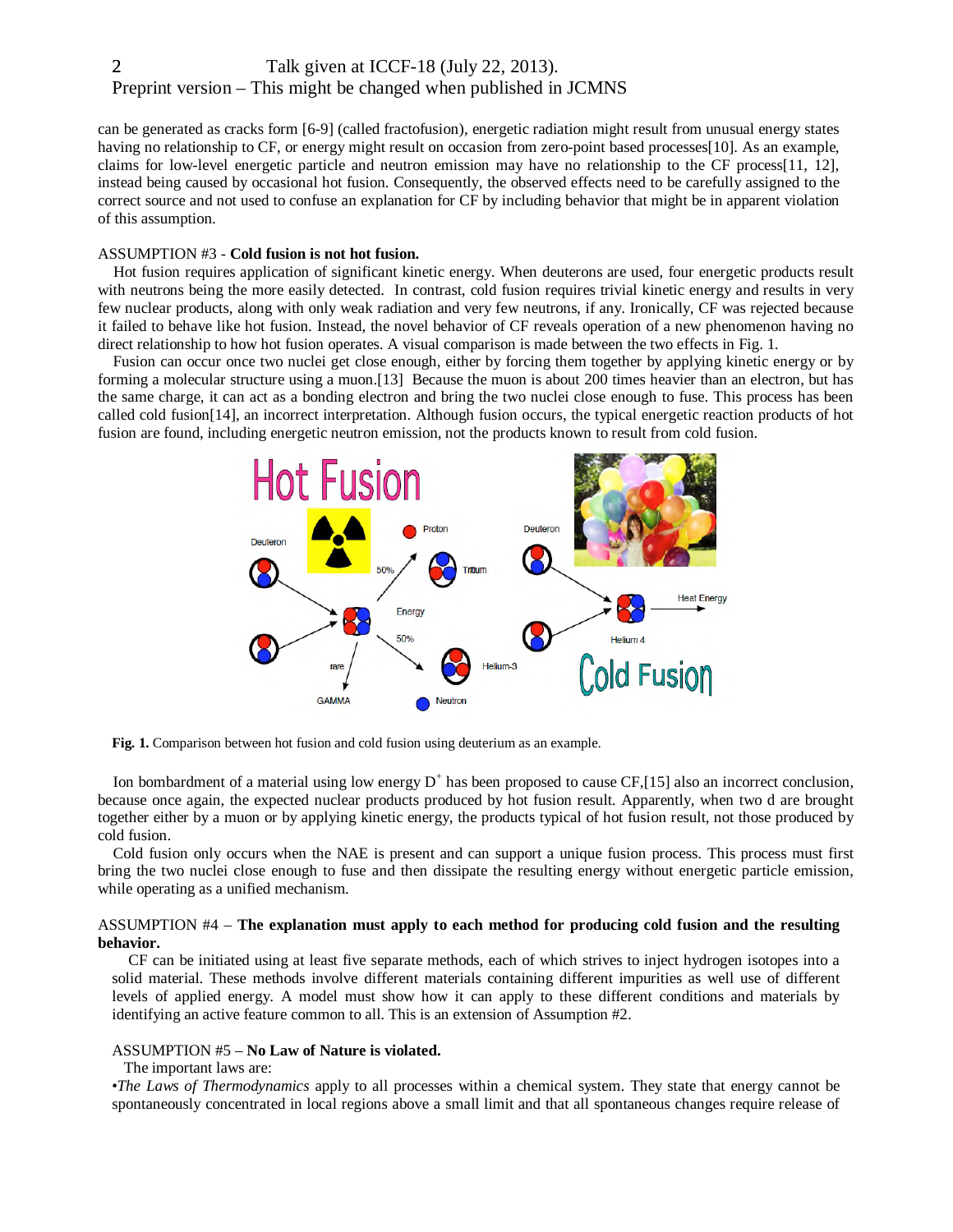can be generated as cracks form [6-9] (called fractofusion), energetic radiation might result from unusual energy states having no relationship to CF, or energy might result on occasion from zero-point based processes[10]. As an example, claims for low-level energetic particle and neutron emission may have no relationship to the CF process[11, 12], instead being caused by occasional hot fusion. Consequently, the observed effects need to be carefully assigned to the correct source and not used to confuse an explanation for CF by including behavior that might be in apparent violation of this assumption.

ASSUMPTION #3 - **Cold fusion is not hot fusion.**

Hot fusion requires application of significant kinetic energy. When deuterons are used, four energetic products result with neutrons being the more easily detected. In contrast, cold fusion requires trivial kinetic energy and results in very few nuclear products, along with only weak radiation and very few neutrons, if any. Ironically, CF was rejected because it failed to behave like hot fusion. Instead, the novel behavior of CF reveals operation of a new phenomenon having no direct relationship to how hot fusion operates. A visual comparison is made between the two effects in Fig. 1.

Fusion can occur once two nuclei get close enough, either by forcing them together by applying kinetic energy or by forming a molecular structure using a muon.[13] Because the muon is about 200 times heavier than an electron, but has the same charge, it can act as a bonding electron and bring the two nuclei close enough to fuse. This process has been called cold fusion[14], an incorrect interpretation. Although fusion occurs, the typical energetic reaction products of hot fusion are found, including energetic neutron emission, not the products known to result from cold fusion.

**Fig. 1.** Comparison between hot fusion and cold fusion using deuterium as an example.

Ion bombardment of a material using low energy $D^+$ has been proposed to cause CF,[15] also an incorrect conclusion, because once again, the expected nuclear products produced by hot fusion result. Apparently, when two d are brought together either by a muon or by applying kinetic energy, the products typical of hot fusion result, not those produced by cold fusion.

Cold fusion only occurs when the NAE is present and can support a unique fusion process. This process must first bring the two nuclei close enough to fuse and then dissipate the resulting energy without energetic particle emission, while operating as a unified mechanism.

ASSUMPTION #4 – **The explanation must apply to each method for producing cold fusion and the resulting behavior.**

CF can be initiated using at least five separate methods, each of which strives to inject hydrogen isotopes into a solid material. These methods involve different materials containing different impurities as well use of different levels of applied energy. A model must show how it can apply to these different conditions and materials by identifying an active feature common to all. This is an extension of Assumption #2.

ASSUMPTION #5 – **No Law of Nature is violated.**

The important laws are:

•*The Laws of Thermodynamics* apply to all processes within a chemical system. They state that energy cannot be spontaneously concentrated in local regions above a small limit and that all spontaneous changes require release of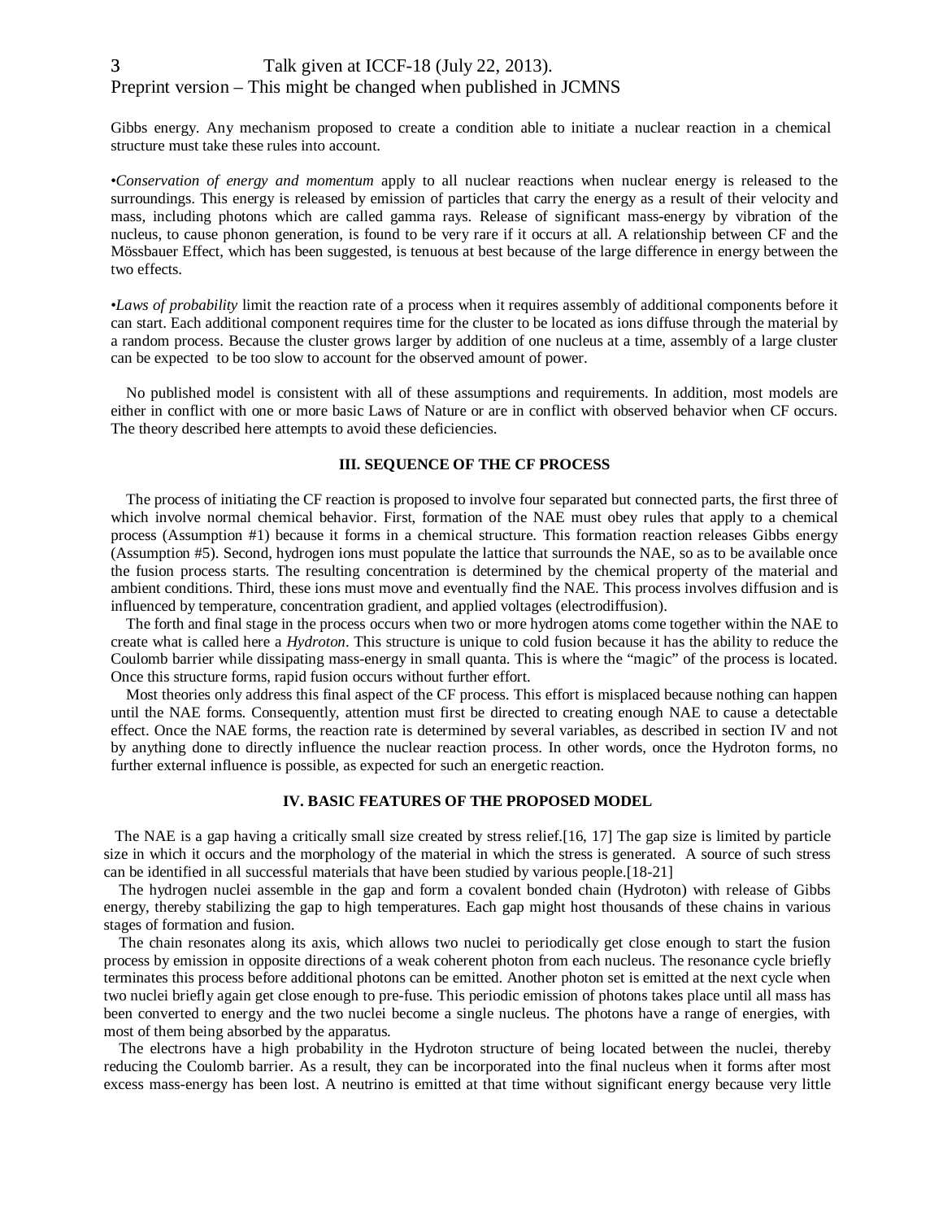Gibbs energy. Any mechanism proposed to create a condition able to initiate a nuclear reaction in a chemical structure must take these rules into account.

•*Conservation of energy and momentum* apply to all nuclear reactions when nuclear energy is released to the surroundings. This energy is released by emission of particles that carry the energy as a result of their velocity and mass, including photons which are called gamma rays. Release of significant mass-energy by vibration of the nucleus, to cause phonon generation, is found to be very rare if it occurs at all. A relationship between CF and the Mössbauer Effect, which has been suggested, is tenuous at best because of the large difference in energy between the two effects.

•*Laws of probability* limit the reaction rate of a process when it requires assembly of additional components before it can start. Each additional component requires time for the cluster to be located as ions diffuse through the material by a random process. Because the cluster grows larger by addition of one nucleus at a time, assembly of a large cluster can be expected to be too slow to account for the observed amount of power.

No published model is consistent with all of these assumptions and requirements. In addition, most models are either in conflict with one or more basic Laws of Nature or are in conflict with observed behavior when CF occurs. The theory described here attempts to avoid these deficiencies.

## III. SEQUENCE OF THE CF PROCESS

The process of initiating the CF reaction is proposed to involve four separated but connected parts, the first three of which involve normal chemical behavior. First, formation of the NAE must obey rules that apply to a chemical process (Assumption #1) because it forms in a chemical structure. This formation reaction releases Gibbs energy (Assumption #5). Second, hydrogen ions must populate the lattice that surrounds the NAE, so as to be available once the fusion process starts. The resulting concentration is determined by the chemical property of the material and ambient conditions. Third, these ions must move and eventually find the NAE. This process involves diffusion and is influenced by temperature, concentration gradient, and applied voltages (electrodiffusion).

The forth and final stage in the process occurs when two or more hydrogen atoms come together within the NAE to create what is called here a *Hydroton*. This structure is unique to cold fusion because it has the ability to reduce the Coulomb barrier while dissipating mass-energy in small quanta. This is where the "magic" of the process is located. Once this structure forms, rapid fusion occurs without further effort.

Most theories only address this final aspect of the CF process. This effort is misplaced because nothing can happen until the NAE forms. Consequently, attention must first be directed to creating enough NAE to cause a detectable effect. Once the NAE forms, the reaction rate is determined by several variables, as described in section IV and not by anything done to directly influence the nuclear reaction process. In other words, once the Hydroton forms, no further external influence is possible, as expected for such an energetic reaction.

## IV. BASIC FEATURES OF THE PROPOSED MODEL

The NAE is a gap having a critically small size created by stress relief.[16, 17] The gap size is limited by particle size in which it occurs and the morphology of the material in which the stress is generated. A source of such stress can be identified in all successful materials that have been studied by various people.[18-21]

The hydrogen nuclei assemble in the gap and form a covalent bonded chain (Hydroton) with release of Gibbs energy, thereby stabilizing the gap to high temperatures. Each gap might host thousands of these chains in various stages of formation and fusion.

The chain resonates along its axis, which allows two nuclei to periodically get close enough to start the fusion process by emission in opposite directions of a weak coherent photon from each nucleus. The resonance cycle briefly terminates this process before additional photons can be emitted. Another photon set is emitted at the next cycle when two nuclei briefly again get close enough to pre-fuse. This periodic emission of photons takes place until all mass has been converted to energy and the two nuclei become a single nucleus. The photons have a range of energies, with most of them being absorbed by the apparatus.

The electrons have a high probability in the Hydroton structure of being located between the nuclei, thereby reducing the Coulomb barrier. As a result, they can be incorporated into the final nucleus when it forms after most excess mass-energy has been lost. A neutrino is emitted at that time without significant energy because very little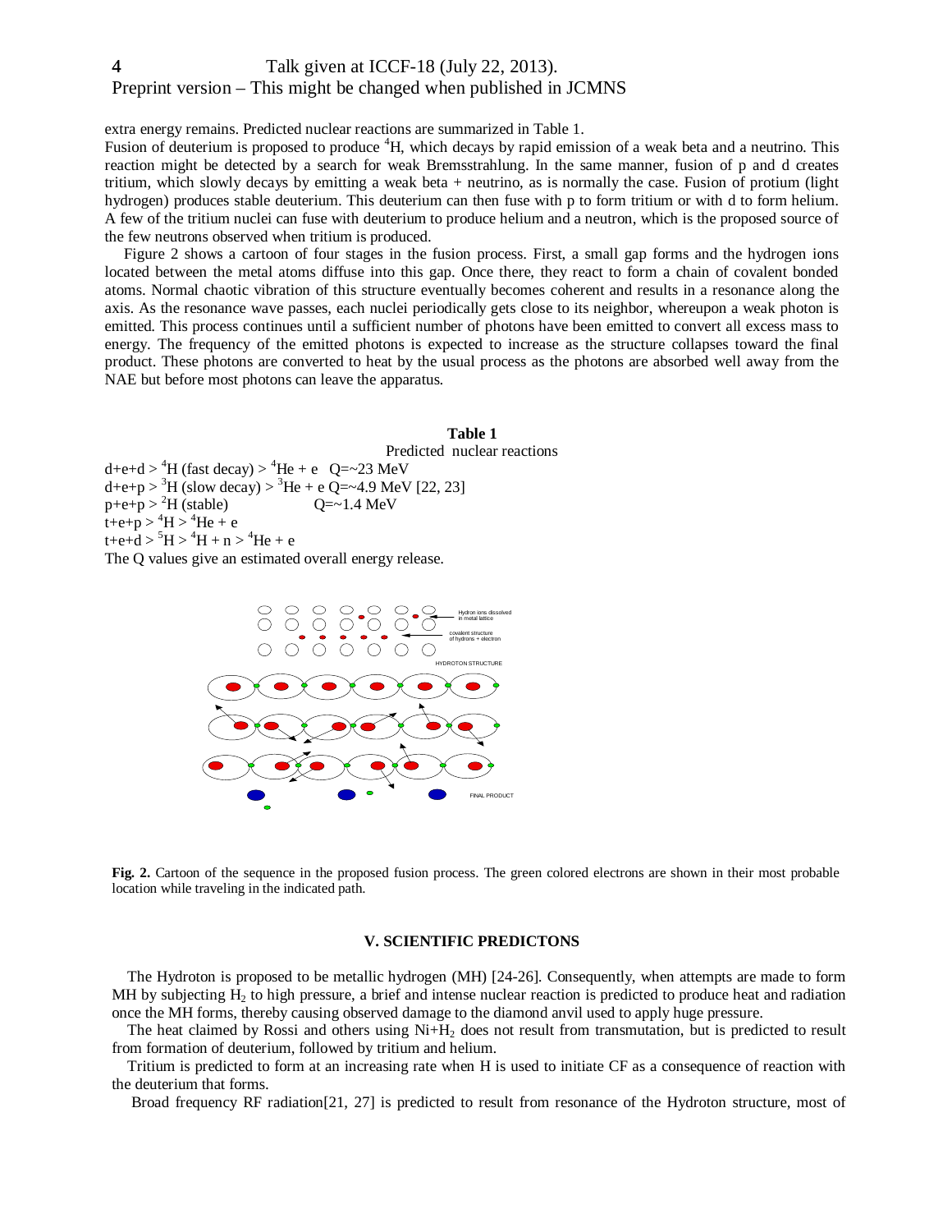extra energy remains. Predicted nuclear reactions are summarized in Table 1.

Fusion of deuterium is proposed to produce $^4$H, which decays by rapid emission of a weak beta and a neutrino. This reaction might be detected by a search for weak Bremsstrahlung. In the same manner, fusion of p and d creates tritium, which slowly decays by emitting a weak beta + neutrino, as is normally the case. Fusion of protium (light hydrogen) produces stable deuterium. This deuterium can then fuse with p to form tritium or with d to form helium. A few of the tritium nuclei can fuse with deuterium to produce helium and a neutron, which is the proposed source of the few neutrons observed when tritium is produced.

Figure 2 shows a cartoon of four stages in the fusion process. First, a small gap forms and the hydrogen ions located between the metal atoms diffuse into this gap. Once there, they react to form a chain of covalent bonded atoms. Normal chaotic vibration of this structure eventually becomes coherent and results in a resonance along the axis. As the resonance wave passes, each nuclei periodically gets close to its neighbor, whereupon a weak photon is emitted. This process continues until a sufficient number of photons have been emitted to convert all excess mass to energy. The frequency of the emitted photons is expected to increase as the structure collapses toward the final product. These photons are converted to heat by the usual process as the photons are absorbed well away from the NAE but before most photons can leave the apparatus.

**Table 1**

Predicted nuclear reactions

d+e+d > $^4$H (fast decay) > $^4$He + e  Q=~23 MeV
d+e+p > $^3$H (slow decay) > $^3$He + e Q=~4.9 MeV [22, 23]
p+e+p > $^2$H (stable)  Q=~1.4 MeV
t+e+p > $^4$H > $^4$He + e
t+e+d > $^5$H > $^4$H + n > $^4$He + e

The Q values give an estimated overall energy release.

Hydron ions dissolved in metal lattice

covalent structure of hydrons + electron

HYDROTON STRUCTURE

FINAL PRODUCT

**Fig. 2.** Cartoon of the sequence in the proposed fusion process. The green colored electrons are shown in their most probable location while traveling in the indicated path.

## V. SCIENTIFIC PREDICTONS

The Hydroton is proposed to be metallic hydrogen (MH) [24-26]. Consequently, when attempts are made to form MH by subjecting $H_2$ to high pressure, a brief and intense nuclear reaction is predicted to produce heat and radiation once the MH forms, thereby causing observed damage to the diamond anvil used to apply huge pressure.

The heat claimed by Rossi and others using Ni+$H_2$ does not result from transmutation, but is predicted to result from formation of deuterium, followed by tritium and helium.

Tritium is predicted to form at an increasing rate when H is used to initiate CF as a consequence of reaction with the deuterium that forms.

Broad frequency RF radiation[21, 27] is predicted to result from resonance of the Hydroton structure, most of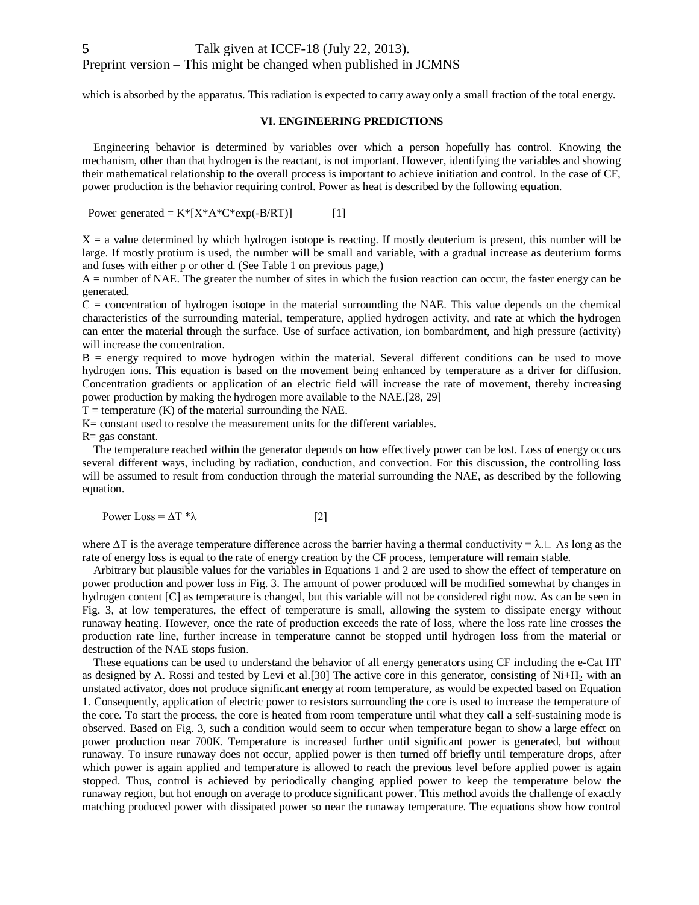which is absorbed by the apparatus. This radiation is expected to carry away only a small fraction of the total energy.

## VI. ENGINEERING PREDICTIONS

Engineering behavior is determined by variables over which a person hopefully has control. Knowing the mechanism, other than that hydrogen is the reactant, is not important. However, identifying the variables and showing their mathematical relationship to the overall process is important to achieve initiation and control. In the case of CF, power production is the behavior requiring control. Power as heat is described by the following equation.

$$\text{Power generated} = K*[X*A*C*\exp(-B/RT)] \qquad [1]$$

X = a value determined by which hydrogen isotope is reacting. If mostly deuterium is present, this number will be large. If mostly protium is used, the number will be small and variable, with a gradual increase as deuterium forms and fuses with either p or other d. (See Table 1 on previous page,)

A = number of NAE. The greater the number of sites in which the fusion reaction can occur, the faster energy can be generated.

C = concentration of hydrogen isotope in the material surrounding the NAE. This value depends on the chemical characteristics of the surrounding material, temperature, applied hydrogen activity, and rate at which the hydrogen can enter the material through the surface. Use of surface activation, ion bombardment, and high pressure (activity) will increase the concentration.

B = energy required to move hydrogen within the material. Several different conditions can be used to move hydrogen ions. This equation is based on the movement being enhanced by temperature as a driver for diffusion. Concentration gradients or application of an electric field will increase the rate of movement, thereby increasing power production by making the hydrogen more available to the NAE.[28, 29]

T = temperature (K) of the material surrounding the NAE.

K= constant used to resolve the measurement units for the different variables.

R= gas constant.

The temperature reached within the generator depends on how effectively power can be lost. Loss of energy occurs several different ways, including by radiation, conduction, and convection. For this discussion, the controlling loss will be assumed to result from conduction through the material surrounding the NAE, as described by the following equation.

$$\text{Power Loss} = \Delta T * \lambda \qquad [2]$$

where $\Delta T$ is the average temperature difference across the barrier having a thermal conductivity = $\lambda$. As long as the rate of energy loss is equal to the rate of energy creation by the CF process, temperature will remain stable.

Arbitrary but plausible values for the variables in Equations 1 and 2 are used to show the effect of temperature on power production and power loss in Fig. 3. The amount of power produced will be modified somewhat by changes in hydrogen content [C] as temperature is changed, but this variable will not be considered right now. As can be seen in Fig. 3, at low temperatures, the effect of temperature is small, allowing the system to dissipate energy without runaway heating. However, once the rate of production exceeds the rate of loss, where the loss rate line crosses the production rate line, further increase in temperature cannot be stopped until hydrogen loss from the material or destruction of the NAE stops fusion.

These equations can be used to understand the behavior of all energy generators using CF including the e-Cat HT as designed by A. Rossi and tested by Levi et al.[30] The active core in this generator, consisting of $Ni+H_2$ with an unstated activator, does not produce significant energy at room temperature, as would be expected based on Equation 1. Consequently, application of electric power to resistors surrounding the core is used to increase the temperature of the core. To start the process, the core is heated from room temperature until what they call a self-sustaining mode is observed. Based on Fig. 3, such a condition would seem to occur when temperature began to show a large effect on power production near 700K. Temperature is increased further until significant power is generated, but without runaway. To insure runaway does not occur, applied power is then turned off briefly until temperature drops, after which power is again applied and temperature is allowed to reach the previous level before applied power is again stopped. Thus, control is achieved by periodically changing applied power to keep the temperature below the runaway region, but hot enough on average to produce significant power. This method avoids the challenge of exactly matching produced power with dissipated power so near the runaway temperature. The equations show how control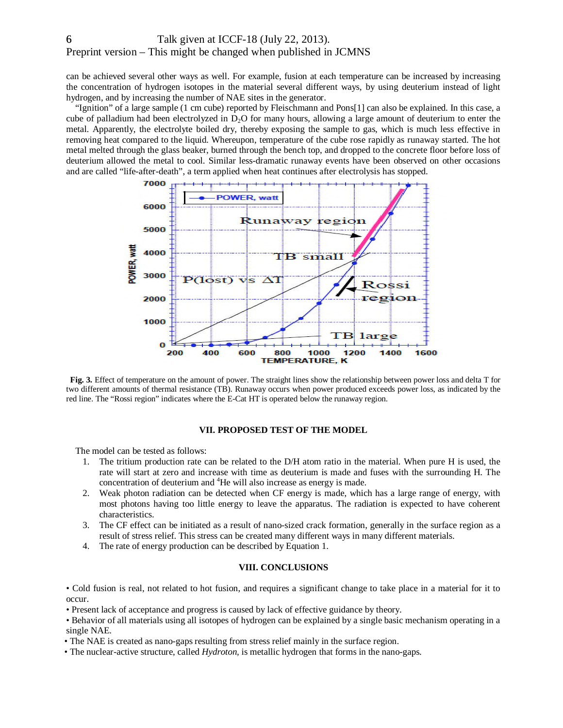can be achieved several other ways as well. For example, fusion at each temperature can be increased by increasing the concentration of hydrogen isotopes in the material several different ways, by using deuterium instead of light hydrogen, and by increasing the number of NAE sites in the generator.

"Ignition" of a large sample (1 cm cube) reported by Fleischmann and Pons[1] can also be explained. In this case, a cube of palladium had been electrolyzed in $D_2O$ for many hours, allowing a large amount of deuterium to enter the metal. Apparently, the electrolyte boiled dry, thereby exposing the sample to gas, which is much less effective in removing heat compared to the liquid. Whereupon, temperature of the cube rose rapidly as runaway started. The hot metal melted through the glass beaker, burned through the bench top, and dropped to the concrete floor before loss of deuterium allowed the metal to cool. Similar less-dramatic runaway events have been observed on other occasions and are called "life-after-death", a term applied when heat continues after electrolysis has stopped.

**Fig. 3.** Effect of temperature on the amount of power. The straight lines show the relationship between power loss and delta T for two different amounts of thermal resistance (TB). Runaway occurs when power produced exceeds power loss, as indicated by the red line. The "Rossi region" indicates where the E-Cat HT is operated below the runaway region.

## VII. PROPOSED TEST OF THE MODEL

The model can be tested as follows:

1. The tritium production rate can be related to the D/H atom ratio in the material. When pure H is used, the rate will start at zero and increase with time as deuterium is made and fuses with the surrounding H. The concentration of deuterium and $^4$He will also increase as energy is made.
2. Weak photon radiation can be detected when CF energy is made, which has a large range of energy, with most photons having too little energy to leave the apparatus. The radiation is expected to have coherent characteristics.
3. The CF effect can be initiated as a result of nano-sized crack formation, generally in the surface region as a result of stress relief. This stress can be created many different ways in many different materials.
4. The rate of energy production can be described by Equation 1.

## VIII. CONCLUSIONS

- Cold fusion is real, not related to hot fusion, and requires a significant change to take place in a material for it to occur.
- Present lack of acceptance and progress is caused by lack of effective guidance by theory.
- Behavior of all materials using all isotopes of hydrogen can be explained by a single basic mechanism operating in a single NAE.
- The NAE is created as nano-gaps resulting from stress relief mainly in the surface region.
- The nuclear-active structure, called *Hydroton*, is metallic hydrogen that forms in the nano-gaps.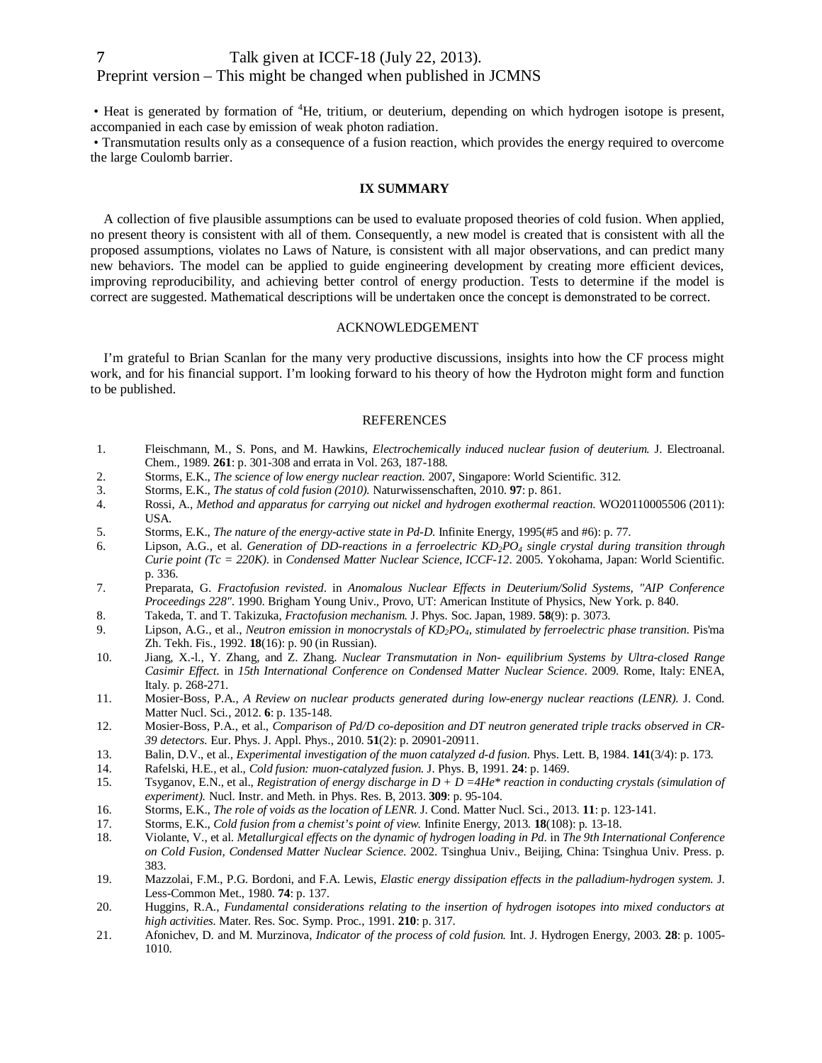• Heat is generated by formation of $^4$He, tritium, or deuterium, depending on which hydrogen isotope is present, accompanied in each case by emission of weak photon radiation.

• Transmutation results only as a consequence of a fusion reaction, which provides the energy required to overcome the large Coulomb barrier.

## IX SUMMARY

A collection of five plausible assumptions can be used to evaluate proposed theories of cold fusion. When applied, no present theory is consistent with all of them. Consequently, a new model is created that is consistent with all the proposed assumptions, violates no Laws of Nature, is consistent with all major observations, and can predict many new behaviors. The model can be applied to guide engineering development by creating more efficient devices, improving reproducibility, and achieving better control of energy production. Tests to determine if the model is correct are suggested. Mathematical descriptions will be undertaken once the concept is demonstrated to be correct.

## ACKNOWLEDGEMENT

I'm grateful to Brian Scanlan for the many very productive discussions, insights into how the CF process might work, and for his financial support. I'm looking forward to his theory of how the Hydroton might form and function to be published.

## REFERENCES

1. Fleischmann, M., S. Pons, and M. Hawkins, *Electrochemically induced nuclear fusion of deuterium.* J. Electroanal. Chem., 1989. **261**: p. 301-308 and errata in Vol. 263, 187-188.
2. Storms, E.K., *The science of low energy nuclear reaction.* 2007, Singapore: World Scientific. 312.
3. Storms, E.K., *The status of cold fusion (2010).* Naturwissenschaften, 2010. **97**: p. 861.
4. Rossi, A., *Method and apparatus for carrying out nickel and hydrogen exothermal reaction.* WO20110005506 (2011): USA.
5. Storms, E.K., *The nature of the energy-active state in Pd-D.* Infinite Energy, 1995(#5 and #6): p. 77.
6. Lipson, A.G., et al. *Generation of DD-reactions in a ferroelectric $KD_2PO_4$ single crystal during transition through Curie point (Tc = 220K).* in *Condensed Matter Nuclear Science, ICCF-12*. 2005. Yokohama, Japan: World Scientific. p. 336.
7. Preparata, G. *Fractofusion revisted*. in *Anomalous Nuclear Effects in Deuterium/Solid Systems, "AIP Conference Proceedings 228"*. 1990. Brigham Young Univ., Provo, UT: American Institute of Physics, New York. p. 840.
8. Takeda, T. and T. Takizuka, *Fractofusion mechanism.* J. Phys. Soc. Japan, 1989. **58**(9): p. 3073.
9. Lipson, A.G., et al., *Neutron emission in monocrystals of $KD_2PO_4$, stimulated by ferroelectric phase transition.* Pis'ma Zh. Tekh. Fis., 1992. **18**(16): p. 90 (in Russian).
10. Jiang, X.-l., Y. Zhang, and Z. Zhang. *Nuclear Transmutation in Non- equilibrium Systems by Ultra-closed Range Casimir Effect*. in *15th International Conference on Condensed Matter Nuclear Science*. 2009. Rome, Italy: ENEA, Italy. p. 268-271.
11. Mosier-Boss, P.A., *A Review on nuclear products generated during low-energy nuclear reactions (LENR).* J. Cond. Matter Nucl. Sci., 2012. **6**: p. 135-148.
12. Mosier-Boss, P.A., et al., *Comparison of Pd/D co-deposition and DT neutron generated triple tracks observed in CR-39 detectors.* Eur. Phys. J. Appl. Phys., 2010. **51**(2): p. 20901-20911.
13. Balin, D.V., et al., *Experimental investigation of the muon catalyzed d-d fusion.* Phys. Lett. B, 1984. **141**(3/4): p. 173.
14. Rafelski, H.E., et al., *Cold fusion: muon-catalyzed fusion.* J. Phys. B, 1991. **24**: p. 1469.
15. Tsyganov, E.N., et al., *Registration of energy discharge in D + D =4He\* reaction in conducting crystals (simulation of experiment).* Nucl. Instr. and Meth. in Phys. Res. B, 2013. **309**: p. 95-104.
16. Storms, E.K., *The role of voids as the location of LENR.* J. Cond. Matter Nucl. Sci., 2013. **11**: p. 123-141.
17. Storms, E.K., *Cold fusion from a chemist's point of view.* Infinite Energy, 2013. **18**(108): p. 13-18.
18. Violante, V., et al. *Metallurgical effects on the dynamic of hydrogen loading in Pd*. in *The 9th International Conference on Cold Fusion, Condensed Matter Nuclear Science*. 2002. Tsinghua Univ., Beijing, China: Tsinghua Univ. Press. p. 383.
19. Mazzolai, F.M., P.G. Bordoni, and F.A. Lewis, *Elastic energy dissipation effects in the palladium-hydrogen system.* J. Less-Common Met., 1980. **74**: p. 137.
20. Huggins, R.A., *Fundamental considerations relating to the insertion of hydrogen isotopes into mixed conductors at high activities.* Mater. Res. Soc. Symp. Proc., 1991. **210**: p. 317.
21. Afonichev, D. and M. Murzinova, *Indicator of the process of cold fusion.* Int. J. Hydrogen Energy, 2003. **28**: p. 1005-1010.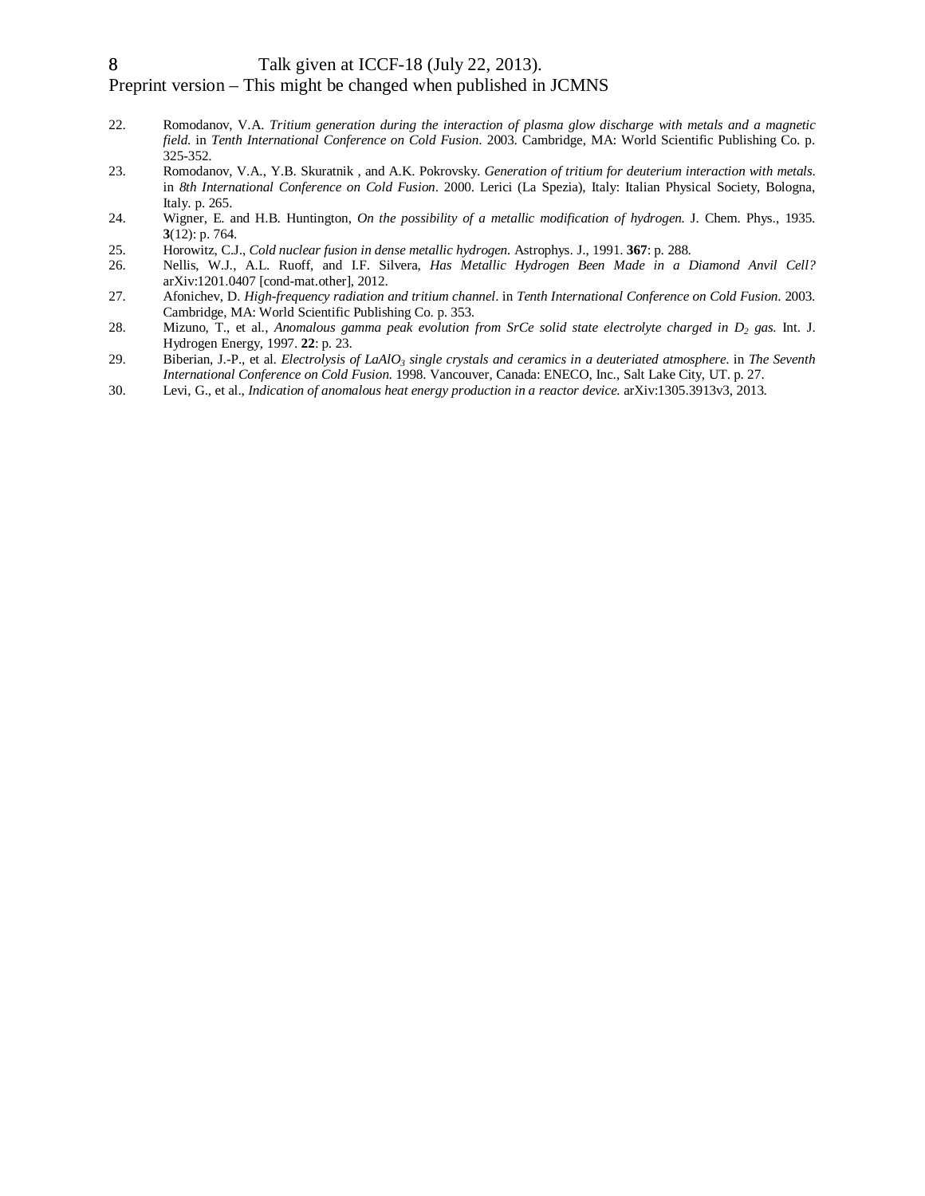22. Romodanov, V.A. *Tritium generation during the interaction of plasma glow discharge with metals and a magnetic field.* in *Tenth International Conference on Cold Fusion*. 2003. Cambridge, MA: World Scientific Publishing Co. p. 325-352.
23. Romodanov, V.A., Y.B. Skuratnik , and A.K. Pokrovsky. *Generation of tritium for deuterium interaction with metals.* in *8th International Conference on Cold Fusion*. 2000. Lerici (La Spezia), Italy: Italian Physical Society, Bologna, Italy. p. 265.
24. Wigner, E. and H.B. Huntington, *On the possibility of a metallic modification of hydrogen.* J. Chem. Phys., 1935. **3**(12): p. 764.
25. Horowitz, C.J., *Cold nuclear fusion in dense metallic hydrogen.* Astrophys. J., 1991. **367**: p. 288.
26. Nellis, W.J., A.L. Ruoff, and I.F. Silvera, *Has Metallic Hydrogen Been Made in a Diamond Anvil Cell?* arXiv:1201.0407 [cond-mat.other], 2012.
27. Afonichev, D. *High-frequency radiation and tritium channel*. in *Tenth International Conference on Cold Fusion*. 2003. Cambridge, MA: World Scientific Publishing Co. p. 353.
28. Mizuno, T., et al., *Anomalous gamma peak evolution from SrCe solid state electrolyte charged in $D_2$ gas.* Int. J. Hydrogen Energy, 1997. **22**: p. 23.
29. Biberian, J.-P., et al. *Electrolysis of $LaAlO_3$ single crystals and ceramics in a deuteriated atmosphere.* in *The Seventh International Conference on Cold Fusion.* 1998. Vancouver, Canada: ENECO, Inc., Salt Lake City, UT. p. 27.
30. Levi, G., et al., *Indication of anomalous heat energy production in a reactor device.* arXiv:1305.3913v3, 2013.